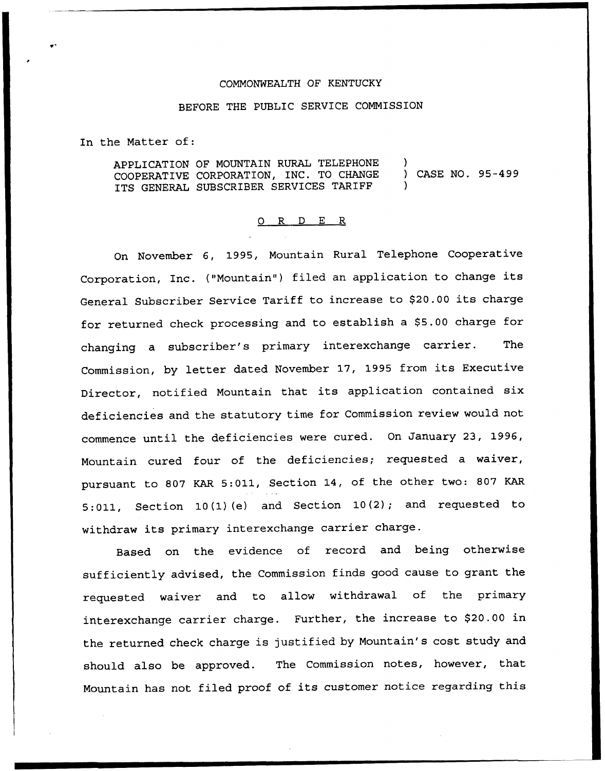COMMONWEALTH OF KENTUCKY

BEFORE THE PUBLIC SERVICE COMMISSION

In the Matter of:

APPLICATION OF MOUNTAIN RURAL TELEPHONE COOPERATIVE CORPORATION, INC. TO CHANGE ITS GENERAL SUBSCRIBER SERVICES TARIFF ) CASE NO. 95-499

## O R D E R

On November 6, 1995, Mountain Rural Telephone Cooperative Corporation, Inc. ("Mountain") filed an application to change its General Subscriber Service Tariff to increase to $20.00 its charge for returned check processing and to establish a $5.00 charge for changing a subscriber's primary interexchange carrier. The Commission, by letter dated November 17, 1995 from its Executive Director, notified Mountain that its application contained six deficiencies and the statutory time for Commission review would not commence until the deficiencies were cured. On January 23, 1996, Mountain cured four of the deficiencies; requested a waiver, pursuant to 807 KAR 5:011, Section 14, of the other two: 807 KAR 5:011, Section 10(1)(e) and Section 10(2); and requested to withdraw its primary interexchange carrier charge.

Based on the evidence of record and being otherwise sufficiently advised, the Commission finds good cause to grant the requested waiver and to allow withdrawal of the primary interexchange carrier charge. Further, the increase to $20.00 in the returned check charge is justified by Mountain's cost study and should also be approved. The Commission notes, however, that Mountain has not filed proof of its customer notice regarding this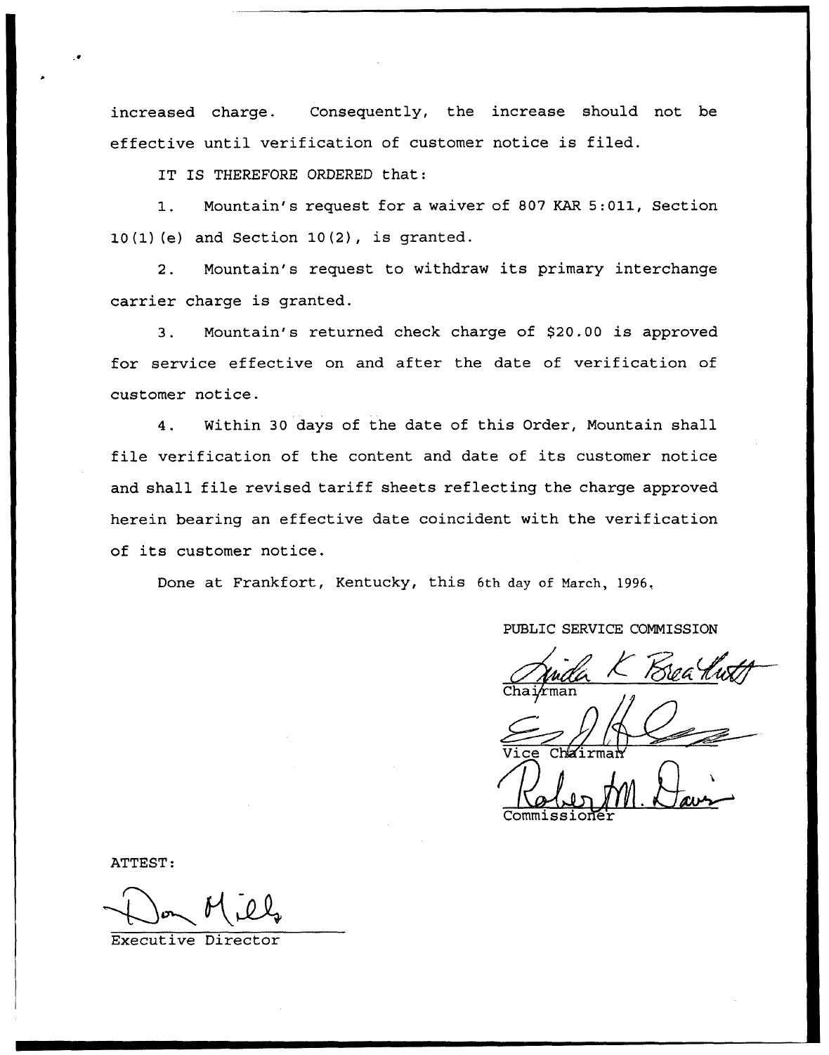increased charge. Consequently, the increase should not be effective until verification of customer notice is filed.

IT IS THEREFORE ORDERED that:

1. Mountain's request for a waiver of 807 KAR 5:011, Section 10(1)(e) and Section 10(2), is granted.

2. Mountain's request to withdraw its primary interchange carrier charge is granted.

3. Mountain's returned check charge of $20.00 is approved for service effective on and after the date of verification of customer notice.

4. Within 30 days of the date of this Order, Mountain shall file verification of the content and date of its customer notice and shall file revised tariff sheets reflecting the charge approved herein bearing an effective date coincident with the verification of its customer notice.

Done at Frankfort, Kentucky, this 6th day of March, 1996.

PUBLIC SERVICE COMMISSION

Chairman

Vice Chairman

Commissioner

ATTEST:

Executive Director